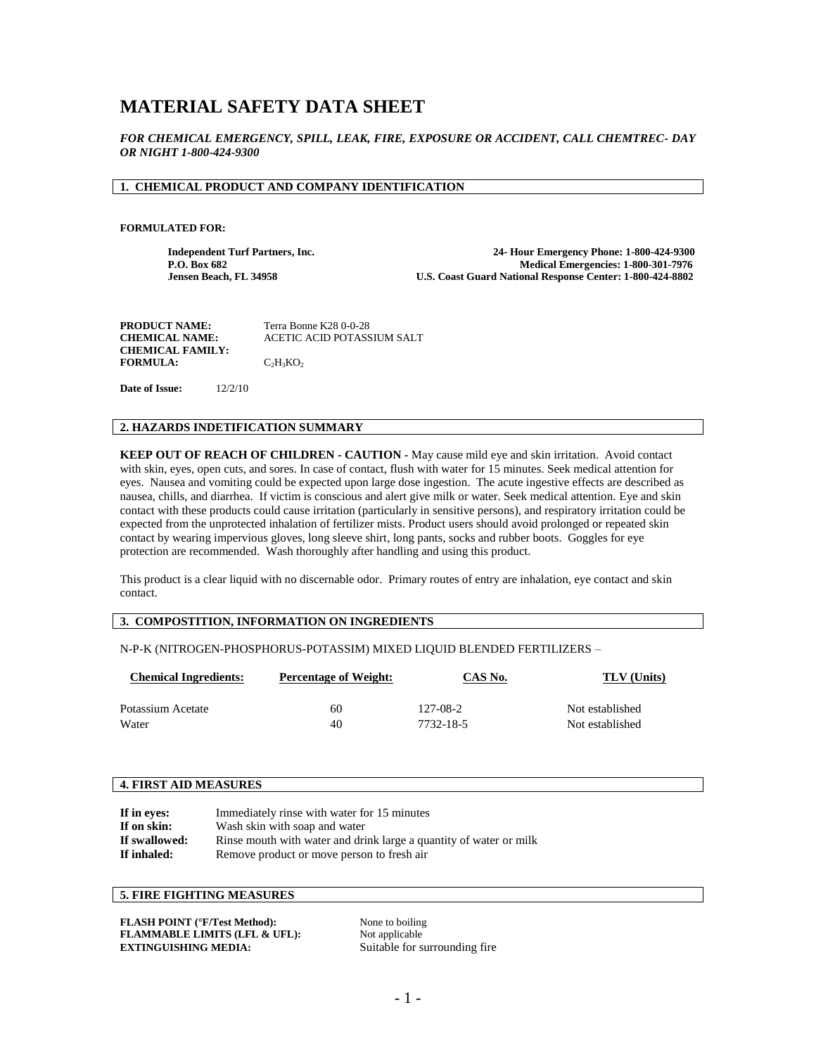# MATERIAL SAFETY DATA SHEET

***FOR CHEMICAL EMERGENCY, SPILL, LEAK, FIRE, EXPOSURE OR ACCIDENT, CALL CHEMTREC- DAY OR NIGHT 1-800-424-9300***

## 1. CHEMICAL PRODUCT AND COMPANY IDENTIFICATION

**FORMULATED FOR:**

**Independent Turf Partners, Inc.**
**P.O. Box 682**
**Jensen Beach, FL 34958**

**24- Hour Emergency Phone: 1-800-424-9300**
**Medical Emergencies: 1-800-301-7976**
**U.S. Coast Guard National Response Center: 1-800-424-8802**

**PRODUCT NAME:** Terra Bonne K28 0-0-28
**CHEMICAL NAME:** ACETIC ACID POTASSIUM SALT
**CHEMICAL FAMILY:**
**FORMULA:** $C_2H_3KO_2$

**Date of Issue:** 12/2/10

## 2. HAZARDS INDETIFICATION SUMMARY

**KEEP OUT OF REACH OF CHILDREN - CAUTION -** May cause mild eye and skin irritation. Avoid contact with skin, eyes, open cuts, and sores. In case of contact, flush with water for 15 minutes. Seek medical attention for eyes. Nausea and vomiting could be expected upon large dose ingestion. The acute ingestive effects are described as nausea, chills, and diarrhea. If victim is conscious and alert give milk or water. Seek medical attention. Eye and skin contact with these products could cause irritation (particularly in sensitive persons), and respiratory irritation could be expected from the unprotected inhalation of fertilizer mists. Product users should avoid prolonged or repeated skin contact by wearing impervious gloves, long sleeve shirt, long pants, socks and rubber boots. Goggles for eye protection are recommended. Wash thoroughly after handling and using this product.

This product is a clear liquid with no discernable odor. Primary routes of entry are inhalation, eye contact and skin contact.

## 3. COMPOSTITION, INFORMATION ON INGREDIENTS

N-P-K (NITROGEN-PHOSPHORUS-POTASSIM) MIXED LIQUID BLENDED FERTILIZERS –

| Chemical Ingredients: | Percentage of Weight: | CAS No. | TLV (Units) |
|---|---|---|---|
| Potassium Acetate | 60 | 127-08-2 | Not established |
| Water | 40 | 7732-18-5 | Not established |

## 4. FIRST AID MEASURES

**If in eyes:** Immediately rinse with water for 15 minutes
**If on skin:** Wash skin with soap and water
**If swallowed:** Rinse mouth with water and drink large a quantity of water or milk
**If inhaled:** Remove product or move person to fresh air

## 5. FIRE FIGHTING MEASURES

**FLASH POINT (°F/Test Method):** None to boiling
**FLAMMABLE LIMITS (LFL & UFL):** Not applicable
**EXTINGUISHING MEDIA:** Suitable for surrounding fire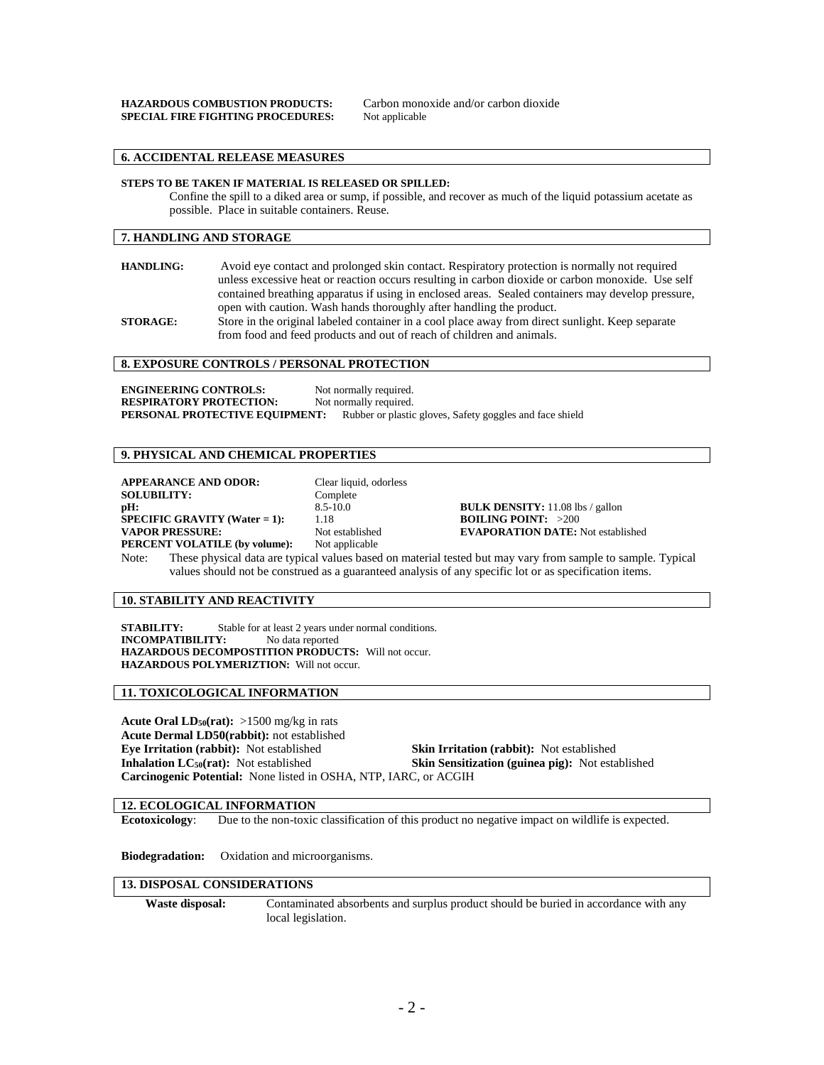**HAZARDOUS COMBUSTION PRODUCTS:** Carbon monoxide and/or carbon dioxide
**SPECIAL FIRE FIGHTING PROCEDURES:** Not applicable

## 6. ACCIDENTAL RELEASE MEASURES

**STEPS TO BE TAKEN IF MATERIAL IS RELEASED OR SPILLED:**

Confine the spill to a diked area or sump, if possible, and recover as much of the liquid potassium acetate as possible. Place in suitable containers. Reuse.

## 7. HANDLING AND STORAGE

**HANDLING:** Avoid eye contact and prolonged skin contact. Respiratory protection is normally not required unless excessive heat or reaction occurs resulting in carbon dioxide or carbon monoxide. Use self contained breathing apparatus if using in enclosed areas. Sealed containers may develop pressure, open with caution. Wash hands thoroughly after handling the product.

**STORAGE:** Store in the original labeled container in a cool place away from direct sunlight. Keep separate from food and feed products and out of reach of children and animals.

## 8. EXPOSURE CONTROLS / PERSONAL PROTECTION

**ENGINEERING CONTROLS:** Not normally required.
**RESPIRATORY PROTECTION:** Not normally required.
**PERSONAL PROTECTIVE EQUIPMENT:** Rubber or plastic gloves, Safety goggles and face shield

## 9. PHYSICAL AND CHEMICAL PROPERTIES

**APPEARANCE AND ODOR:** Clear liquid, odorless
**SOLUBILITY:** Complete
**pH:** 8.5-10.0
**SPECIFIC GRAVITY (Water = 1):** 1.18
**VAPOR PRESSURE:** Not established
**PERCENT VOLATILE (by volume):** Not applicable
**BULK DENSITY:** 11.08 lbs / gallon
**BOILING POINT:** >200
**EVAPORATION DATE:** Not established

Note: These physical data are typical values based on material tested but may vary from sample to sample. Typical values should not be construed as a guaranteed analysis of any specific lot or as specification items.

## 10. STABILITY AND REACTIVITY

**STABILITY:** Stable for at least 2 years under normal conditions.
**INCOMPATIBILITY:** No data reported
**HAZARDOUS DECOMPOSTITION PRODUCTS:** Will not occur.
**HAZARDOUS POLYMERIZTION:** Will not occur.

## 11. TOXICOLOGICAL INFORMATION

**Acute Oral $LD_{50}$(rat):** >1500 mg/kg in rats
**Acute Dermal LD50(rabbit):** not established
**Eye Irritation (rabbit):** Not established
**Skin Irritation (rabbit):** Not established
**Inhalation $LC_{50}$(rat):** Not established
**Skin Sensitization (guinea pig):** Not established
**Carcinogenic Potential:** None listed in OSHA, NTP, IARC, or ACGIH

## 12. ECOLOGICAL INFORMATION

**Ecotoxicology**: Due to the non-toxic classification of this product no negative impact on wildlife is expected.

**Biodegradation:** Oxidation and microorganisms.

## 13. DISPOSAL CONSIDERATIONS

**Waste disposal:** Contaminated absorbents and surplus product should be buried in accordance with any local legislation.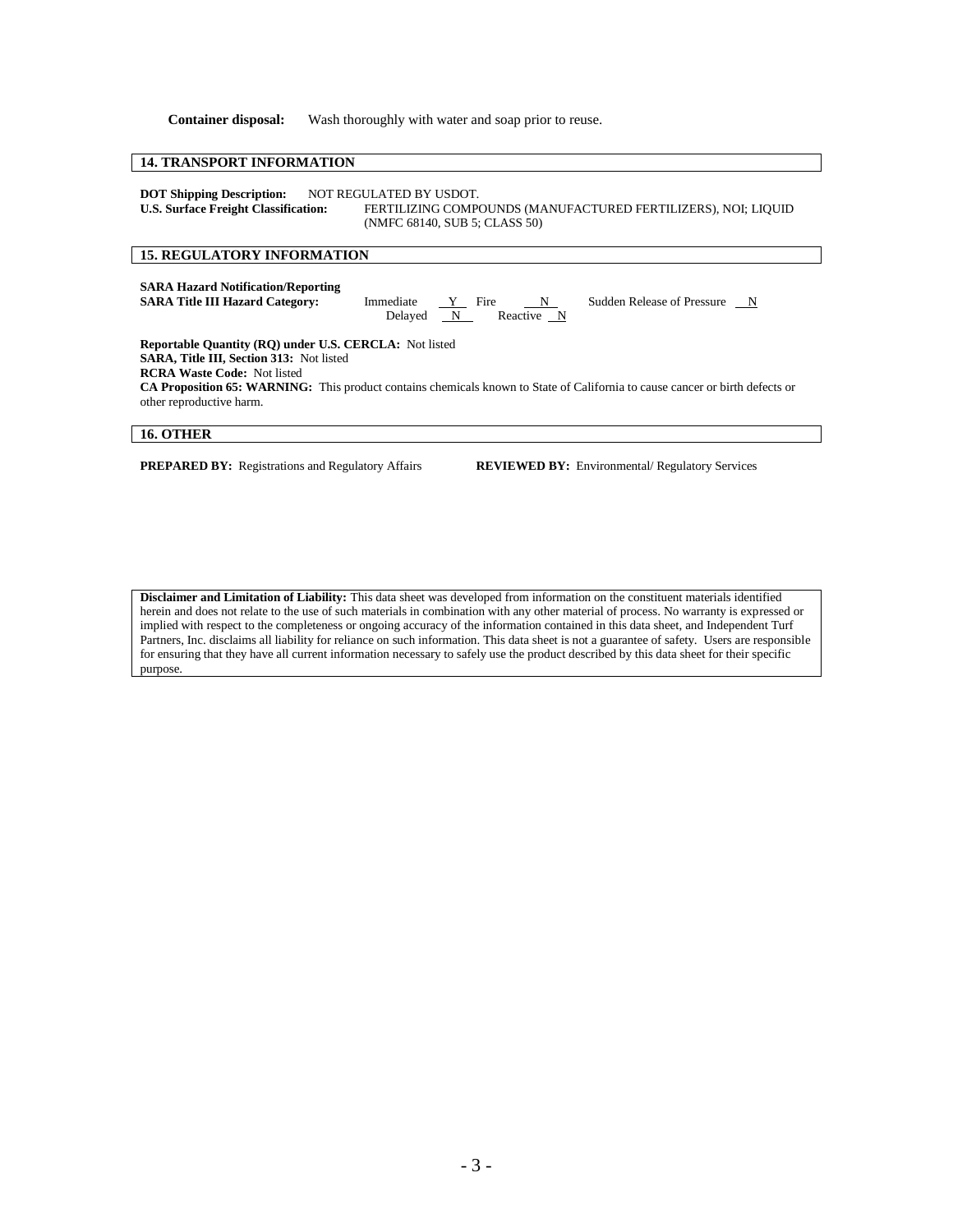**Container disposal:** Wash thoroughly with water and soap prior to reuse.

## 14. TRANSPORT INFORMATION

**DOT Shipping Description:** NOT REGULATED BY USDOT.
**U.S. Surface Freight Classification:** FERTILIZING COMPOUNDS (MANUFACTURED FERTILIZERS), NOI; LIQUID (NMFC 68140, SUB 5; CLASS 50)

## 15. REGULATORY INFORMATION

**SARA Hazard Notification/Reporting**
**SARA Title III Hazard Category:** Immediate Y Fire N Sudden Release of Pressure N
Delayed N Reactive N

**Reportable Quantity (RQ) under U.S. CERCLA:** Not listed
**SARA, Title III, Section 313:** Not listed
**RCRA Waste Code:** Not listed
**CA Proposition 65: WARNING:** This product contains chemicals known to State of California to cause cancer or birth defects or other reproductive harm.

## 16. OTHER

**PREPARED BY:** Registrations and Regulatory Affairs **REVIEWED BY:** Environmental/ Regulatory Services

**Disclaimer and Limitation of Liability:** This data sheet was developed from information on the constituent materials identified herein and does not relate to the use of such materials in combination with any other material of process. No warranty is expressed or implied with respect to the completeness or ongoing accuracy of the information contained in this data sheet, and Independent Turf Partners, Inc. disclaims all liability for reliance on such information. This data sheet is not a guarantee of safety. Users are responsible for ensuring that they have all current information necessary to safely use the product described by this data sheet for their specific purpose.